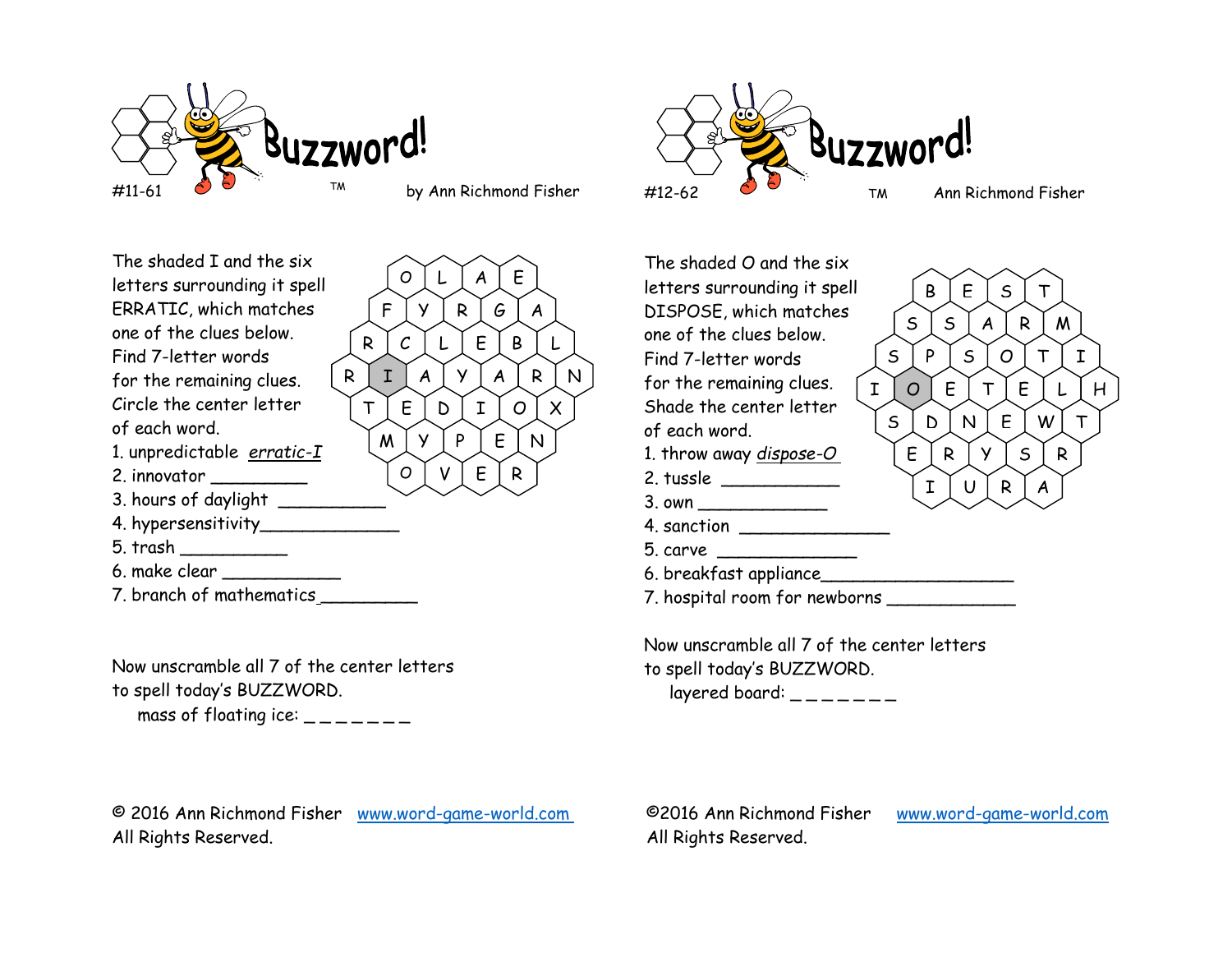# Buzzword!™

#11-61 by Ann Richmond Fisher

The shaded I and the six letters surrounding it spell ERRATIC, which matches one of the clues below. Find 7-letter words for the remaining clues. Circle the center letter of each word.

| | | | | | | | |
|---|---|---|---|---|---|---|---|
| | | O | L | A | E | | |
| | F | Y | R | G | A | | |
| R | C | L | E | B | L | | |
| R | I | A | Y | A | R | N | |
| | T | E | D | I | O | X | |
| | M | Y | P | E | N | | |
| | | O | V | E | R | | |

1. unpredictable *erratic-I*
2. innovator __________
3. hours of daylight ___________
4. hypersensitivity______________
5. trash ___________
6. make clear ____________
7. branch of mathematics__________

Now unscramble all 7 of the center letters to spell today's BUZZWORD.

mass of floating ice: _ _ _ _ _ _ _

© 2016 Ann Richmond Fisher www.word-game-world.com
All Rights Reserved.

# Buzzword!™

#12-62 Ann Richmond Fisher

The shaded O and the six letters surrounding it spell DISPOSE, which matches one of the clues below. Find 7-letter words for the remaining clues. Shade the center letter of each word.

| | | | | | | | |
|---|---|---|---|---|---|---|---|
| | | B | E | S | T | | |
| | S | S | A | R | M | | |
| S | P | S | O | T | I | | |
| I | O | E | T | E | L | H | |
| | S | D | N | E | W | T | |
| | E | R | Y | S | R | | |
| | | I | U | R | A | | |

1. throw away *dispose-O*
2. tussle ___________
3. own _____________
4. sanction _______________
5. carve ______________
6. breakfast appliance___________________
7. hospital room for newborns ____________

Now unscramble all 7 of the center letters to spell today's BUZZWORD.

layered board: _ _ _ _ _ _ _

©2016 Ann Richmond Fisher www.word-game-world.com
All Rights Reserved.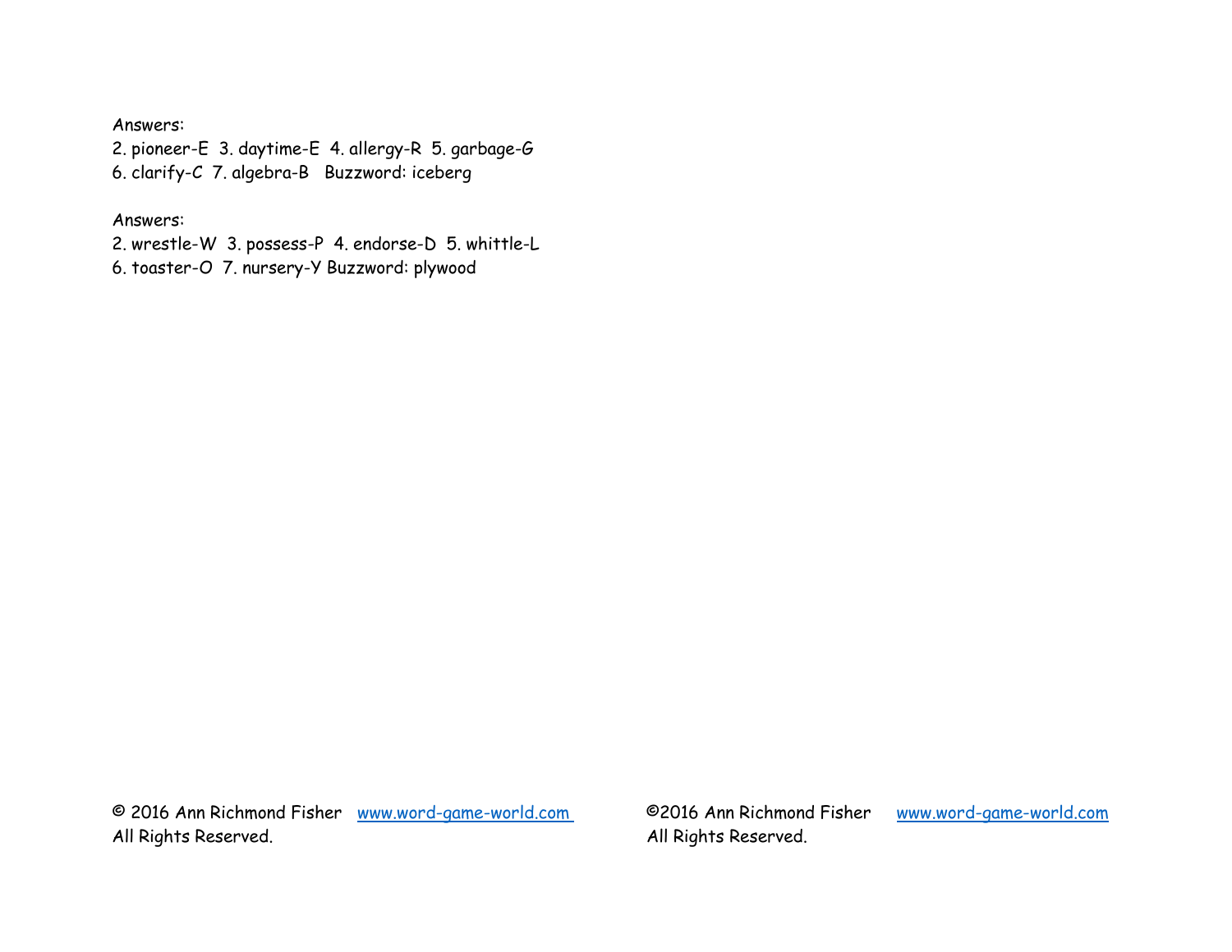Answers:
2. pioneer-E  3. daytime-E  4. allergy-R  5. garbage-G
6. clarify-C  7. algebra-B   Buzzword: iceberg

Answers:
2. wrestle-W  3. possess-P  4. endorse-D  5. whittle-L
6. toaster-O  7. nursery-Y Buzzword: plywood

© 2016 Ann Richmond Fisher   www.word-game-world.com
All Rights Reserved.

©2016 Ann Richmond Fisher   www.word-game-world.com
All Rights Reserved.